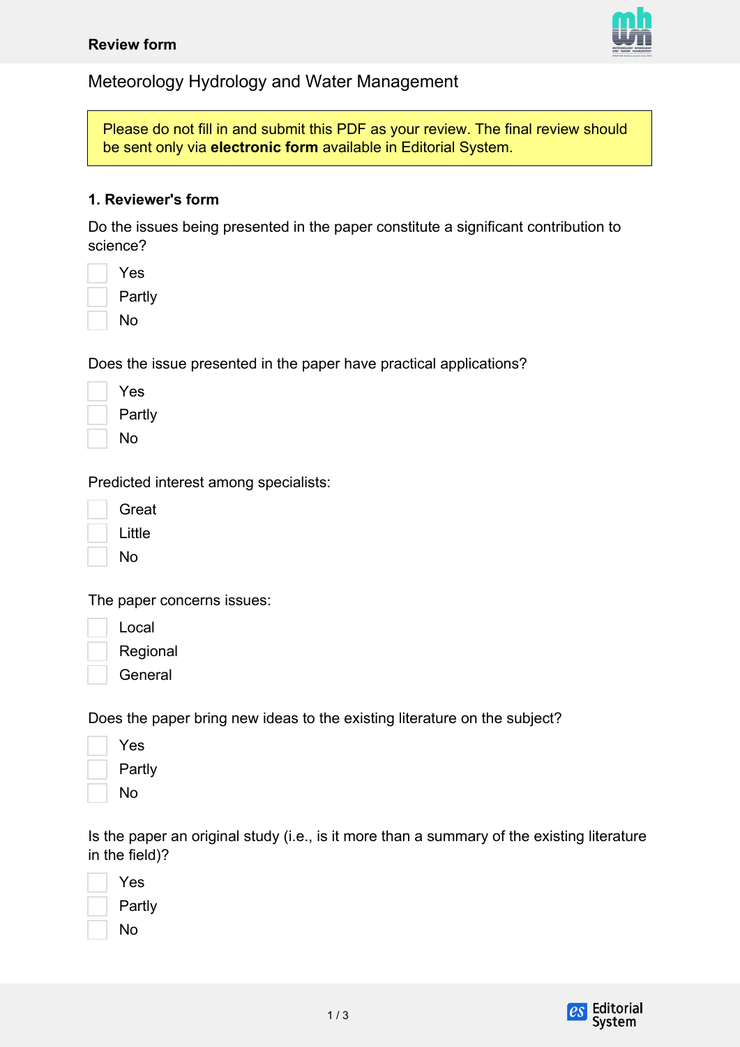**Review form**

Meteorology Hydrology and Water Management

Please do not fill in and submit this PDF as your review. The final review should be sent only via **electronic form** available in Editorial System.

### 1. Reviewer's form

Do the issues being presented in the paper constitute a significant contribution to science?

- [ ] Yes
- [ ] Partly
- [ ] No

Does the issue presented in the paper have practical applications?

- [ ] Yes
- [ ] Partly
- [ ] No

Predicted interest among specialists:

- [ ] Great
- [ ] Little
- [ ] No

The paper concerns issues:

- [ ] Local
- [ ] Regional
- [ ] General

Does the paper bring new ideas to the existing literature on the subject?

- [ ] Yes
- [ ] Partly
- [ ] No

Is the paper an original study (i.e., is it more than a summary of the existing literature in the field)?

- [ ] Yes
- [ ] Partly
- [ ] No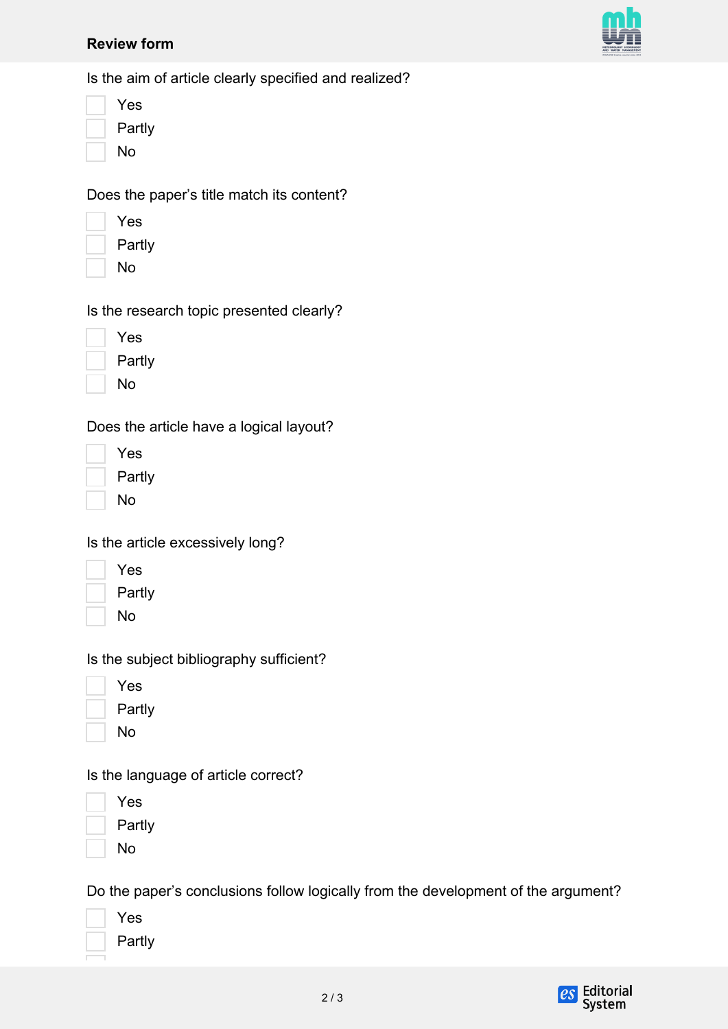## Review form

Is the aim of article clearly specified and realized?

- [ ] Yes
- [ ] Partly
- [ ] No

Does the paper's title match its content?

- [ ] Yes
- [ ] Partly
- [ ] No

Is the research topic presented clearly?

- [ ] Yes
- [ ] Partly
- [ ] No

Does the article have a logical layout?

- [ ] Yes
- [ ] Partly
- [ ] No

Is the article excessively long?

- [ ] Yes
- [ ] Partly
- [ ] No

Is the subject bibliography sufficient?

- [ ] Yes
- [ ] Partly
- [ ] No

Is the language of article correct?

- [ ] Yes
- [ ] Partly
- [ ] No

Do the paper's conclusions follow logically from the development of the argument?

- [ ] Yes
- [ ] Partly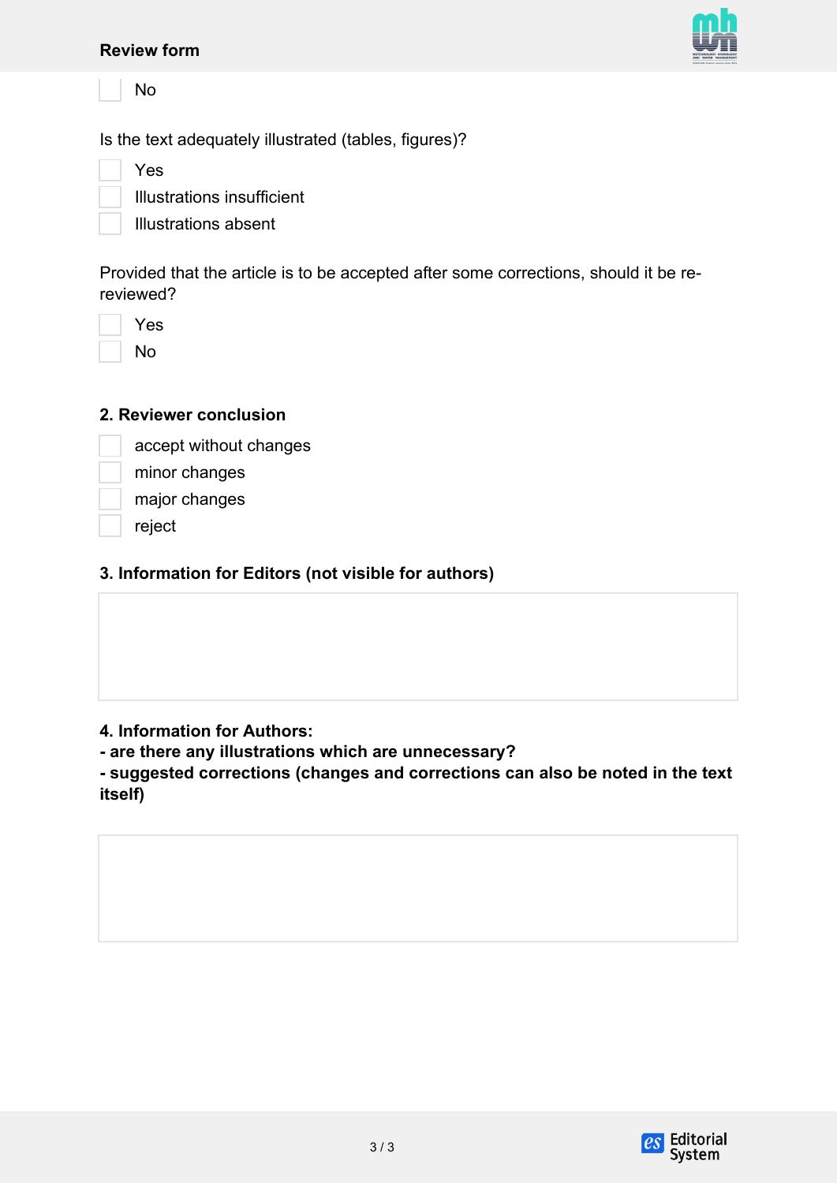- [ ] No

Is the text adequately illustrated (tables, figures)?

- [ ] Yes
- [ ] Illustrations insufficient
- [ ] Illustrations absent

Provided that the article is to be accepted after some corrections, should it be re-reviewed?

- [ ] Yes
- [ ] No

## 2. Reviewer conclusion

- [ ] accept without changes
- [ ] minor changes
- [ ] major changes
- [ ] reject

## 3. Information for Editors (not visible for authors)

## 4. Information for Authors:

**- are there any illustrations which are unnecessary?**

**- suggested corrections (changes and corrections can also be noted in the text itself)**